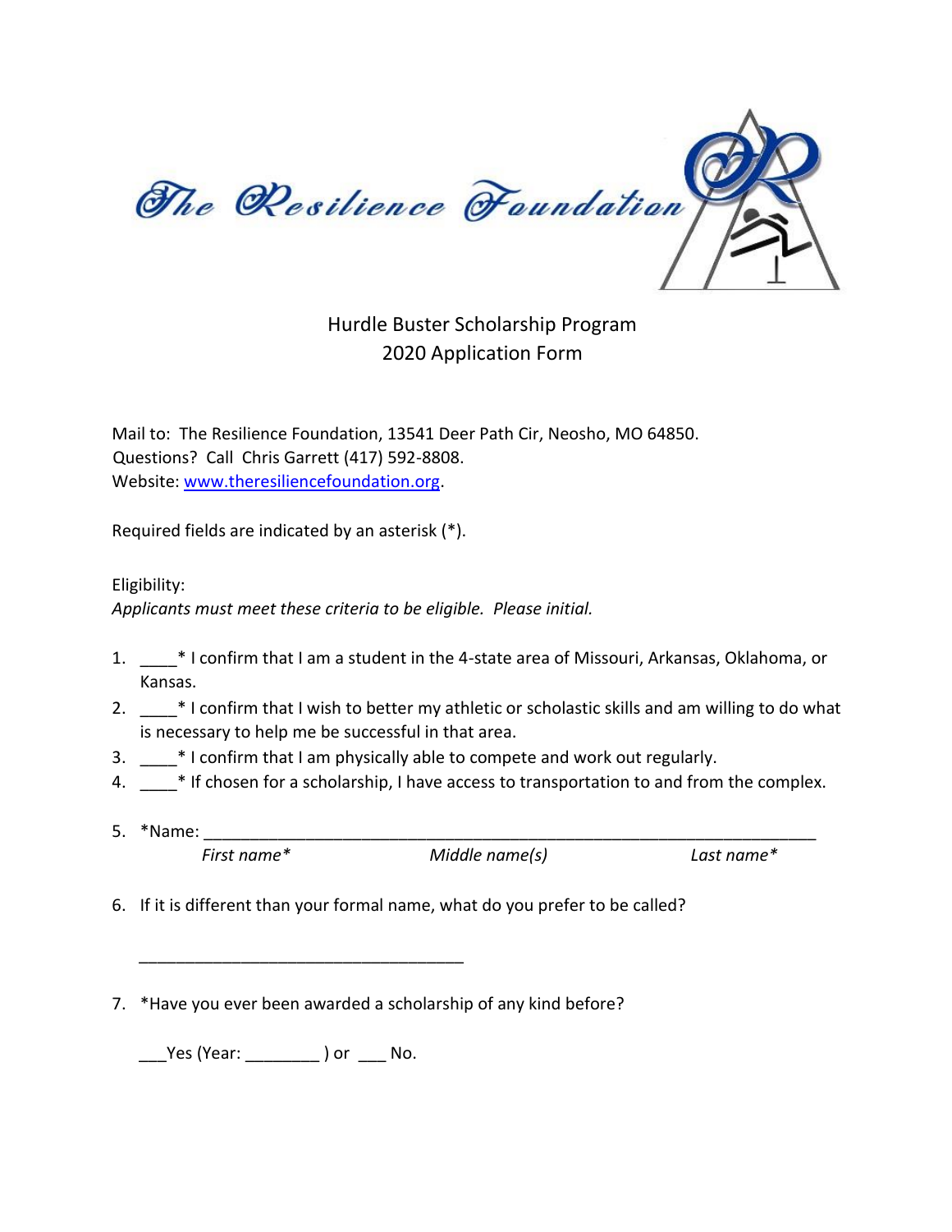The Resilience Foundation

# Hurdle Buster Scholarship Program
## 2020 Application Form

Mail to: The Resilience Foundation, 13541 Deer Path Cir, Neosho, MO 64850.
Questions? Call Chris Garrett (417) 592-8808.
Website: www.theresiliencefoundation.org.

Required fields are indicated by an asterisk (*).

Eligibility:
*Applicants must meet these criteria to be eligible. Please initial.*

1. ____* I confirm that I am a student in the 4-state area of Missouri, Arkansas, Oklahoma, or Kansas.
2. ____* I confirm that I wish to better my athletic or scholastic skills and am willing to do what is necessary to help me be successful in that area.
3. ____* I confirm that I am physically able to compete and work out regularly.
4. ____* If chosen for a scholarship, I have access to transportation to and from the complex.
5. *Name: ____________________________________________________________________

   *First name** *Middle name(s)* *Last name**

6. If it is different than your formal name, what do you prefer to be called?

   ____________________________________

7. *Have you ever been awarded a scholarship of any kind before?

   ___Yes (Year: ________ ) or ___ No.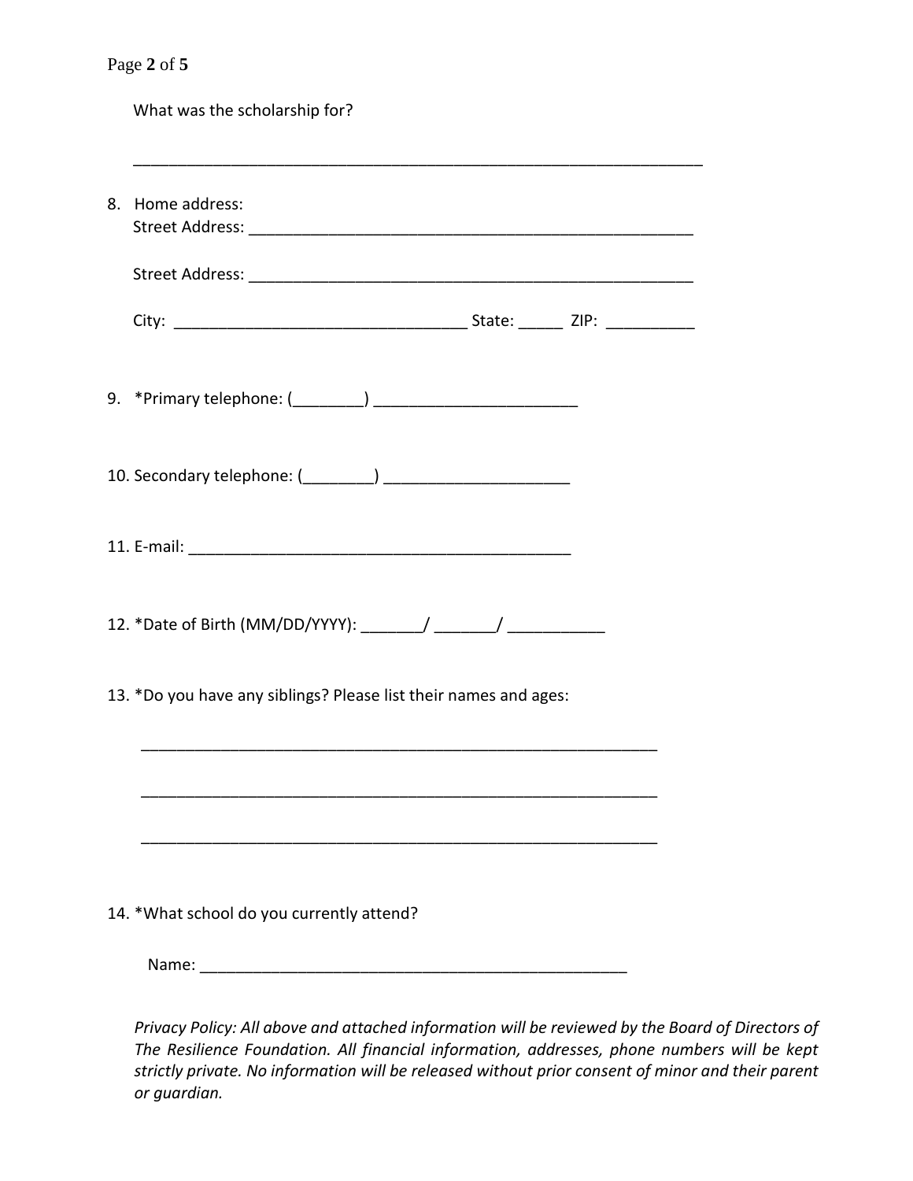What was the scholarship for?

_________________________________________________________________

8. Home address:
   Street Address: _______________________________________________

   Street Address: _______________________________________________

   City: _______________________________ State: _____ ZIP: __________

9. *Primary telephone: (________) ______________________

10. Secondary telephone: (________) ____________________

11. E-mail: ________________________________________

12. *Date of Birth (MM/DD/YYYY): _______/ _______/ ___________

13. *Do you have any siblings? Please list their names and ages:

    ___________________________________________________________

    ___________________________________________________________

    ___________________________________________________________

14. *What school do you currently attend?

    Name: ________________________________________________

*Privacy Policy: All above and attached information will be reviewed by the Board of Directors of The Resilience Foundation. All financial information, addresses, phone numbers will be kept strictly private. No information will be released without prior consent of minor and their parent or guardian.*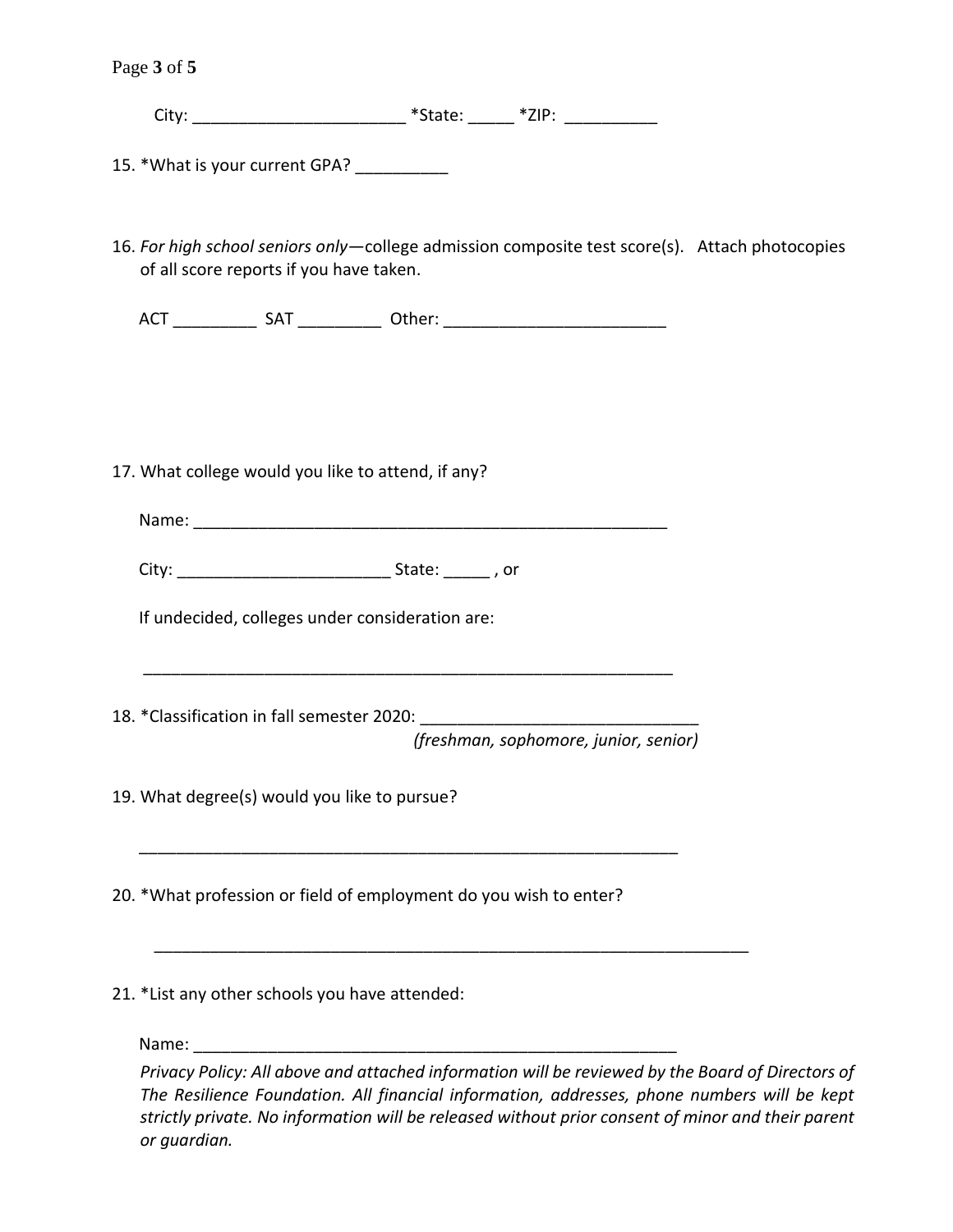City: _______________________ *State: _____ *ZIP: __________

15. *What is your current GPA? __________

16. *For high school seniors only*—college admission composite test score(s). Attach photocopies of all score reports if you have taken.

    ACT _________ SAT _________ Other: ________________________

17. What college would you like to attend, if any?

    Name: ____________________________________________________

    City: _______________________ State: _____ , or

    If undecided, colleges under consideration are:

    __________________________________________________________

18. *Classification in fall semester 2020: ______________________________
    *(freshman, sophomore, junior, senior)*

19. What degree(s) would you like to pursue?

    __________________________________________________________

20. *What profession or field of employment do you wish to enter?

    ________________________________________________________________

21. *List any other schools you have attended:

    Name: ____________________________________________________

*Privacy Policy: All above and attached information will be reviewed by the Board of Directors of The Resilience Foundation. All financial information, addresses, phone numbers will be kept strictly private. No information will be released without prior consent of minor and their parent or guardian.*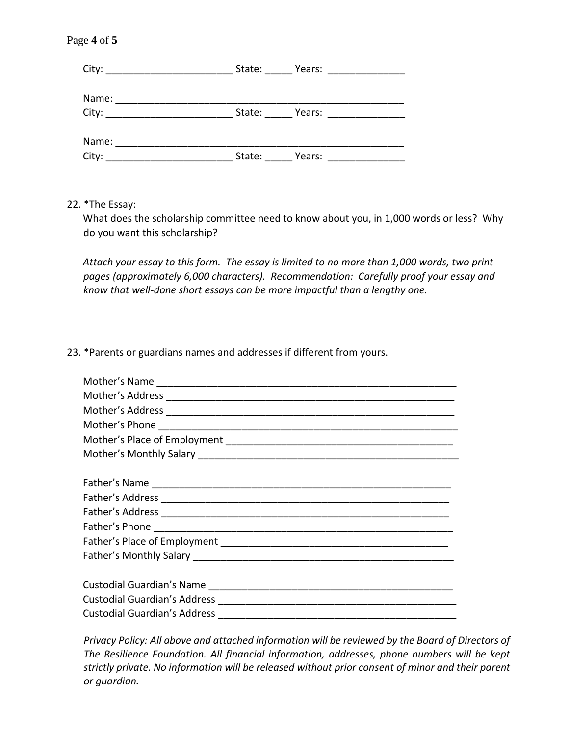City: _______________________ State: _____ Years: ______________

Name: ____________________________________________________
City: _______________________ State: _____ Years: ______________

Name: ____________________________________________________
City: _______________________ State: _____ Years: ______________

22. *The Essay:
    What does the scholarship committee need to know about you, in 1,000 words or less? Why do you want this scholarship?

    *Attach your essay to this form. The essay is limited to <u>no</u> <u>more</u> <u>than</u> 1,000 words, two print pages (approximately 6,000 characters). Recommendation: Carefully proof your essay and know that well-done short essays can be more impactful than a lengthy one.*

23. *Parents or guardians names and addresses if different from yours.

    Mother's Name ____________________________________________________
    Mother's Address __________________________________________________
    Mother's Address __________________________________________________
    Mother's Phone ____________________________________________________
    Mother's Place of Employment ______________________________________
    Mother's Monthly Salary ___________________________________________

    Father's Name _____________________________________________________
    Father's Address __________________________________________________
    Father's Address __________________________________________________
    Father's Phone ____________________________________________________
    Father's Place of Employment ______________________________________
    Father's Monthly Salary ___________________________________________

    Custodial Guardian's Name _________________________________________
    Custodial Guardian's Address ______________________________________
    Custodial Guardian's Address ______________________________________

    *Privacy Policy: All above and attached information will be reviewed by the Board of Directors of The Resilience Foundation. All financial information, addresses, phone numbers will be kept strictly private. No information will be released without prior consent of minor and their parent or guardian.*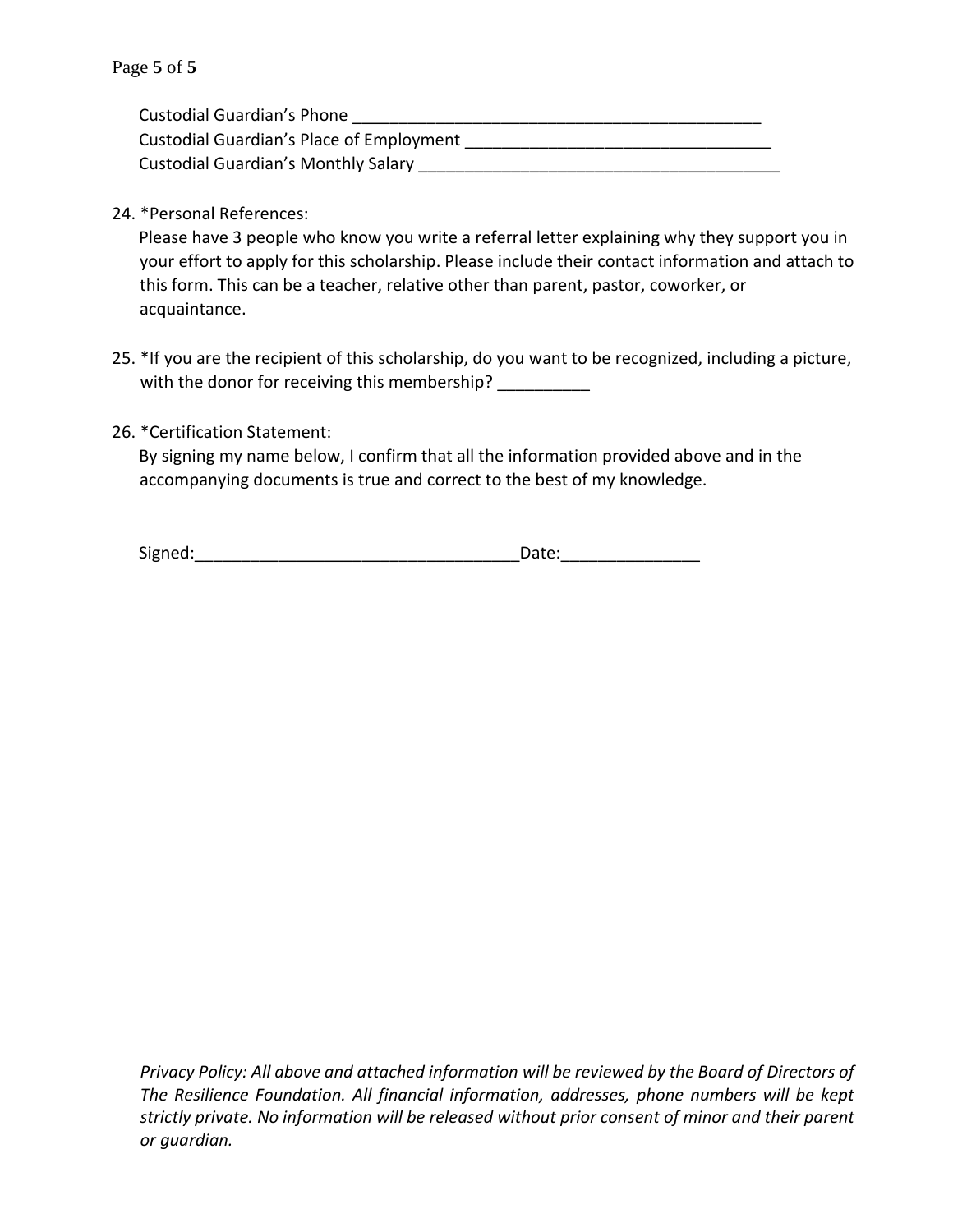Custodial Guardian's Phone ____________________________________________
Custodial Guardian's Place of Employment ________________________________
Custodial Guardian's Monthly Salary _______________________________________

24. *Personal References:
    Please have 3 people who know you write a referral letter explaining why they support you in your effort to apply for this scholarship. Please include their contact information and attach to this form. This can be a teacher, relative other than parent, pastor, coworker, or acquaintance.

25. *If you are the recipient of this scholarship, do you want to be recognized, including a picture, with the donor for receiving this membership? __________

26. *Certification Statement:
    By signing my name below, I confirm that all the information provided above and in the accompanying documents is true and correct to the best of my knowledge.

    Signed:__________________________________Date:______________

*Privacy Policy: All above and attached information will be reviewed by the Board of Directors of The Resilience Foundation. All financial information, addresses, phone numbers will be kept strictly private. No information will be released without prior consent of minor and their parent or guardian.*